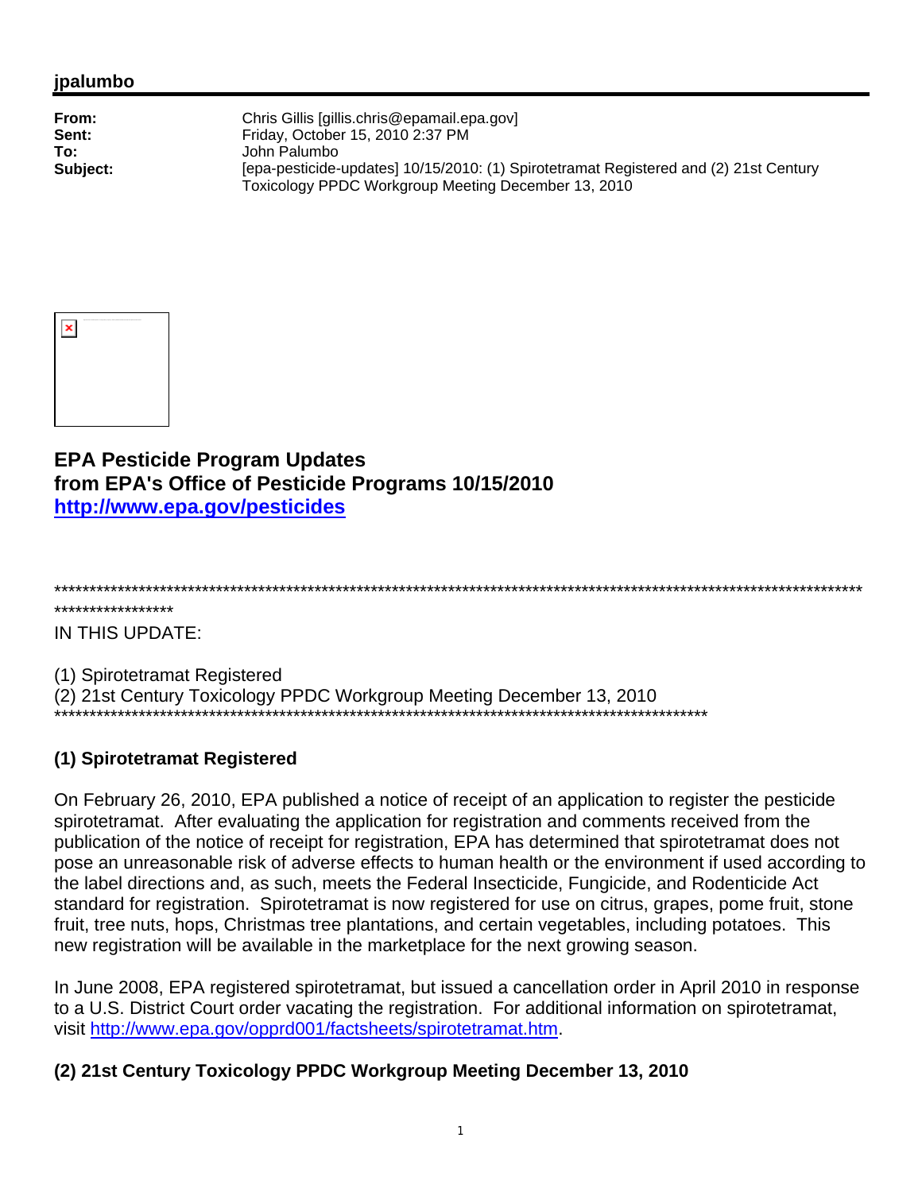**jpalumbo**

| | |
|---|---|
| **From:** | Chris Gillis [gillis.chris@epamail.epa.gov] |
| **Sent:** | Friday, October 15, 2010 2:37 PM |
| **To:** | John Palumbo |
| **Subject:** | [epa-pesticide-updates] 10/15/2010: (1) Spirotetramat Registered and (2) 21st Century Toxicology PPDC Workgroup Meeting December 13, 2010 |

## EPA Pesticide Program Updates from EPA's Office of Pesticide Programs 10/15/2010

**http://www.epa.gov/pesticides**

*********************************************************************************************************************************

IN THIS UPDATE:

(1) Spirotetramat Registered
(2) 21st Century Toxicology PPDC Workgroup Meeting December 13, 2010
*********************************************************************************************************************************

### (1) Spirotetramat Registered

On February 26, 2010, EPA published a notice of receipt of an application to register the pesticide spirotetramat. After evaluating the application for registration and comments received from the publication of the notice of receipt for registration, EPA has determined that spirotetramat does not pose an unreasonable risk of adverse effects to human health or the environment if used according to the label directions and, as such, meets the Federal Insecticide, Fungicide, and Rodenticide Act standard for registration. Spirotetramat is now registered for use on citrus, grapes, pome fruit, stone fruit, tree nuts, hops, Christmas tree plantations, and certain vegetables, including potatoes. This new registration will be available in the marketplace for the next growing season.

In June 2008, EPA registered spirotetramat, but issued a cancellation order in April 2010 in response to a U.S. District Court order vacating the registration. For additional information on spirotetramat, visit http://www.epa.gov/opprd001/factsheets/spirotetramat.htm.

### (2) 21st Century Toxicology PPDC Workgroup Meeting December 13, 2010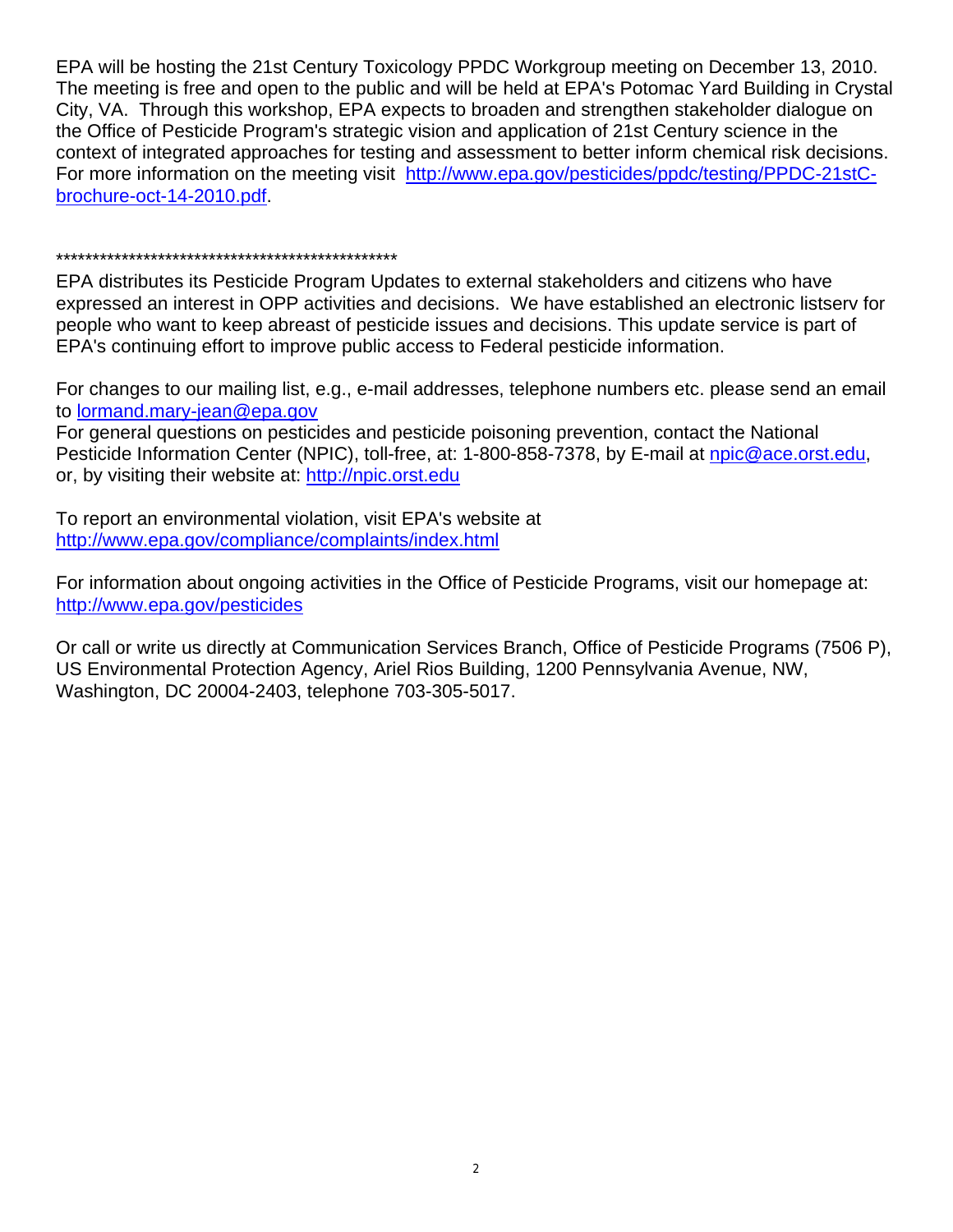EPA will be hosting the 21st Century Toxicology PPDC Workgroup meeting on December 13, 2010. The meeting is free and open to the public and will be held at EPA's Potomac Yard Building in Crystal City, VA. Through this workshop, EPA expects to broaden and strengthen stakeholder dialogue on the Office of Pesticide Program's strategic vision and application of 21st Century science in the context of integrated approaches for testing and assessment to better inform chemical risk decisions. For more information on the meeting visit http://www.epa.gov/pesticides/ppdc/testing/PPDC-21stC-brochure-oct-14-2010.pdf.

************************************************

EPA distributes its Pesticide Program Updates to external stakeholders and citizens who have expressed an interest in OPP activities and decisions. We have established an electronic listserv for people who want to keep abreast of pesticide issues and decisions. This update service is part of EPA's continuing effort to improve public access to Federal pesticide information.

For changes to our mailing list, e.g., e-mail addresses, telephone numbers etc. please send an email to lormand.mary-jean@epa.gov
For general questions on pesticides and pesticide poisoning prevention, contact the National Pesticide Information Center (NPIC), toll-free, at: 1-800-858-7378, by E-mail at npic@ace.orst.edu, or, by visiting their website at: http://npic.orst.edu

To report an environmental violation, visit EPA's website at
http://www.epa.gov/compliance/complaints/index.html

For information about ongoing activities in the Office of Pesticide Programs, visit our homepage at:
http://www.epa.gov/pesticides

Or call or write us directly at Communication Services Branch, Office of Pesticide Programs (7506 P), US Environmental Protection Agency, Ariel Rios Building, 1200 Pennsylvania Avenue, NW, Washington, DC 20004-2403, telephone 703-305-5017.